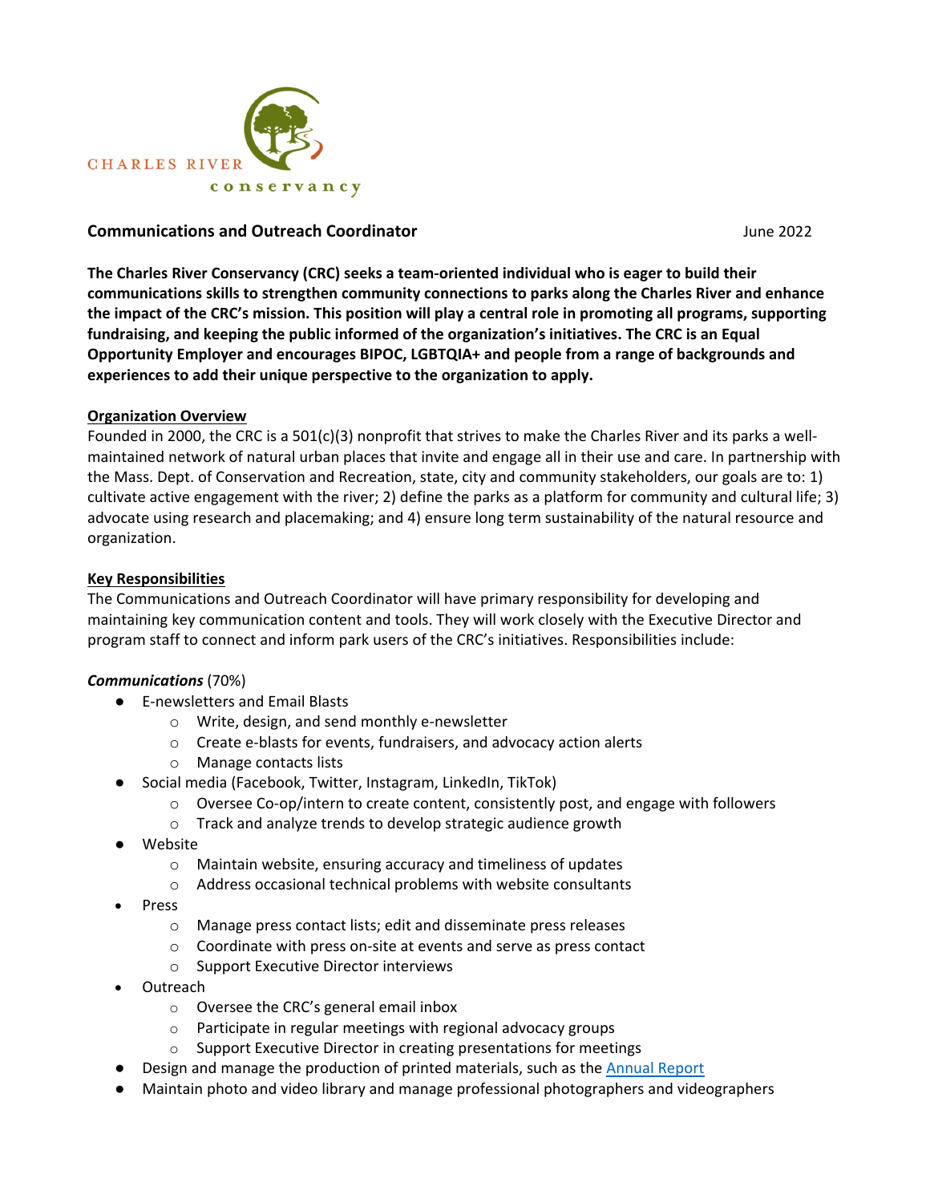CHARLES RIVER conservancy

**Communications and Outreach Coordinator** June 2022

**The Charles River Conservancy (CRC) seeks a team-oriented individual who is eager to build their communications skills to strengthen community connections to parks along the Charles River and enhance the impact of the CRC's mission. This position will play a central role in promoting all programs, supporting fundraising, and keeping the public informed of the organization's initiatives. The CRC is an Equal Opportunity Employer and encourages BIPOC, LGBTQIA+ and people from a range of backgrounds and experiences to add their unique perspective to the organization to apply.**

**Organization Overview**

Founded in 2000, the CRC is a 501(c)(3) nonprofit that strives to make the Charles River and its parks a well-maintained network of natural urban places that invite and engage all in their use and care. In partnership with the Mass. Dept. of Conservation and Recreation, state, city and community stakeholders, our goals are to: 1) cultivate active engagement with the river; 2) define the parks as a platform for community and cultural life; 3) advocate using research and placemaking; and 4) ensure long term sustainability of the natural resource and organization.

**Key Responsibilities**

The Communications and Outreach Coordinator will have primary responsibility for developing and maintaining key communication content and tools. They will work closely with the Executive Director and program staff to connect and inform park users of the CRC's initiatives. Responsibilities include:

***Communications*** (70%)

- E-newsletters and Email Blasts
  - Write, design, and send monthly e-newsletter
  - Create e-blasts for events, fundraisers, and advocacy action alerts
  - Manage contacts lists
- Social media (Facebook, Twitter, Instagram, LinkedIn, TikTok)
  - Oversee Co-op/intern to create content, consistently post, and engage with followers
  - Track and analyze trends to develop strategic audience growth
- Website
  - Maintain website, ensuring accuracy and timeliness of updates
  - Address occasional technical problems with website consultants
- Press
  - Manage press contact lists; edit and disseminate press releases
  - Coordinate with press on-site at events and serve as press contact
  - Support Executive Director interviews
- Outreach
  - Oversee the CRC's general email inbox
  - Participate in regular meetings with regional advocacy groups
  - Support Executive Director in creating presentations for meetings
- Design and manage the production of printed materials, such as the Annual Report
- Maintain photo and video library and manage professional photographers and videographers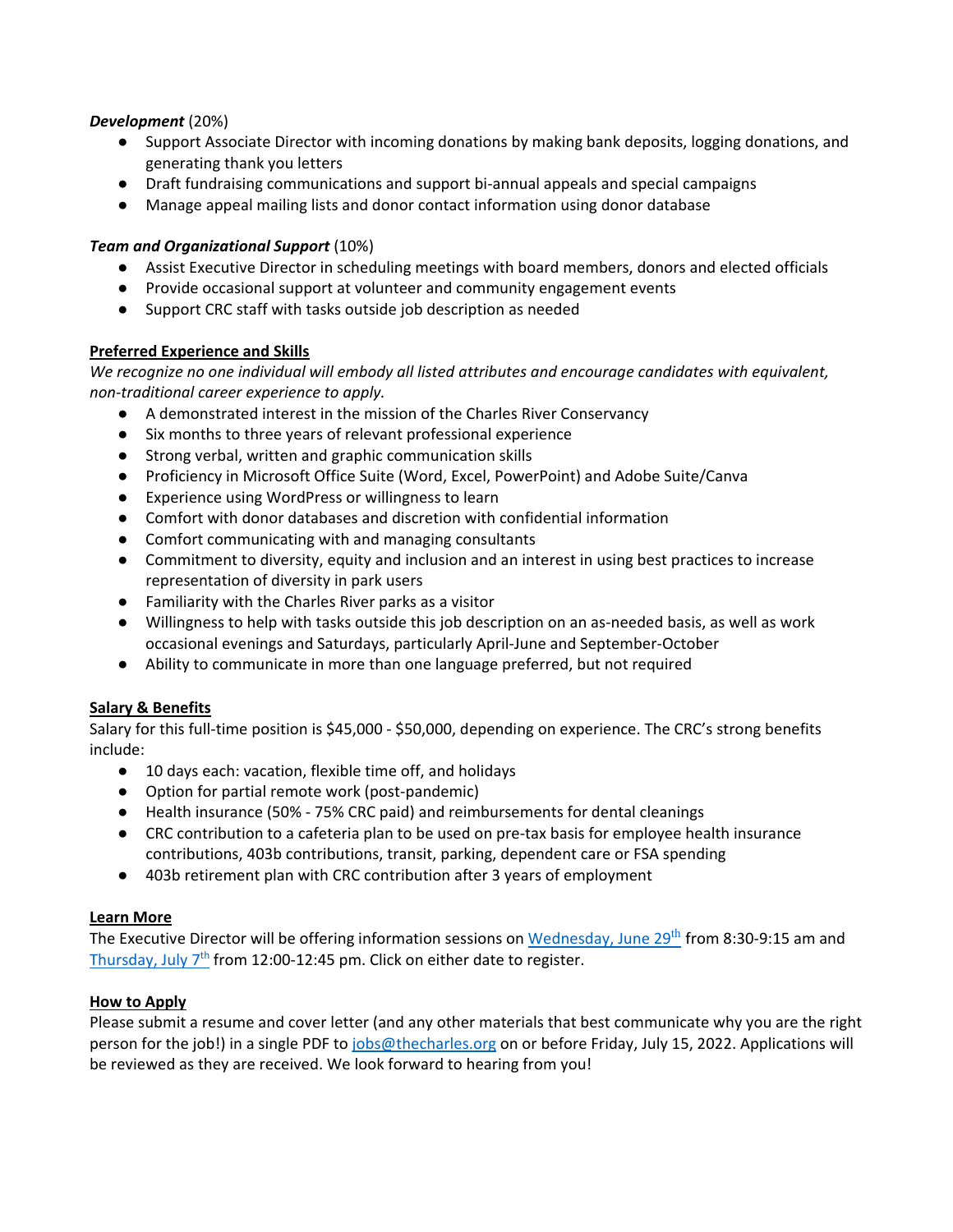***Development*** (20%)

- Support Associate Director with incoming donations by making bank deposits, logging donations, and generating thank you letters
- Draft fundraising communications and support bi-annual appeals and special campaigns
- Manage appeal mailing lists and donor contact information using donor database

***Team and Organizational Support*** (10%)

- Assist Executive Director in scheduling meetings with board members, donors and elected officials
- Provide occasional support at volunteer and community engagement events
- Support CRC staff with tasks outside job description as needed

## Preferred Experience and Skills

*We recognize no one individual will embody all listed attributes and encourage candidates with equivalent, non-traditional career experience to apply.*

- A demonstrated interest in the mission of the Charles River Conservancy
- Six months to three years of relevant professional experience
- Strong verbal, written and graphic communication skills
- Proficiency in Microsoft Office Suite (Word, Excel, PowerPoint) and Adobe Suite/Canva
- Experience using WordPress or willingness to learn
- Comfort with donor databases and discretion with confidential information
- Comfort communicating with and managing consultants
- Commitment to diversity, equity and inclusion and an interest in using best practices to increase representation of diversity in park users
- Familiarity with the Charles River parks as a visitor
- Willingness to help with tasks outside this job description on an as-needed basis, as well as work occasional evenings and Saturdays, particularly April-June and September-October
- Ability to communicate in more than one language preferred, but not required

## Salary & Benefits

Salary for this full-time position is $45,000 - $50,000, depending on experience. The CRC's strong benefits include:

- 10 days each: vacation, flexible time off, and holidays
- Option for partial remote work (post-pandemic)
- Health insurance (50% - 75% CRC paid) and reimbursements for dental cleanings
- CRC contribution to a cafeteria plan to be used on pre-tax basis for employee health insurance contributions, 403b contributions, transit, parking, dependent care or FSA spending
- 403b retirement plan with CRC contribution after 3 years of employment

## Learn More

The Executive Director will be offering information sessions on Wednesday, June 29th from 8:30-9:15 am and Thursday, July 7th from 12:00-12:45 pm. Click on either date to register.

## How to Apply

Please submit a resume and cover letter (and any other materials that best communicate why you are the right person for the job!) in a single PDF to jobs@thecharles.org on or before Friday, July 15, 2022. Applications will be reviewed as they are received. We look forward to hearing from you!